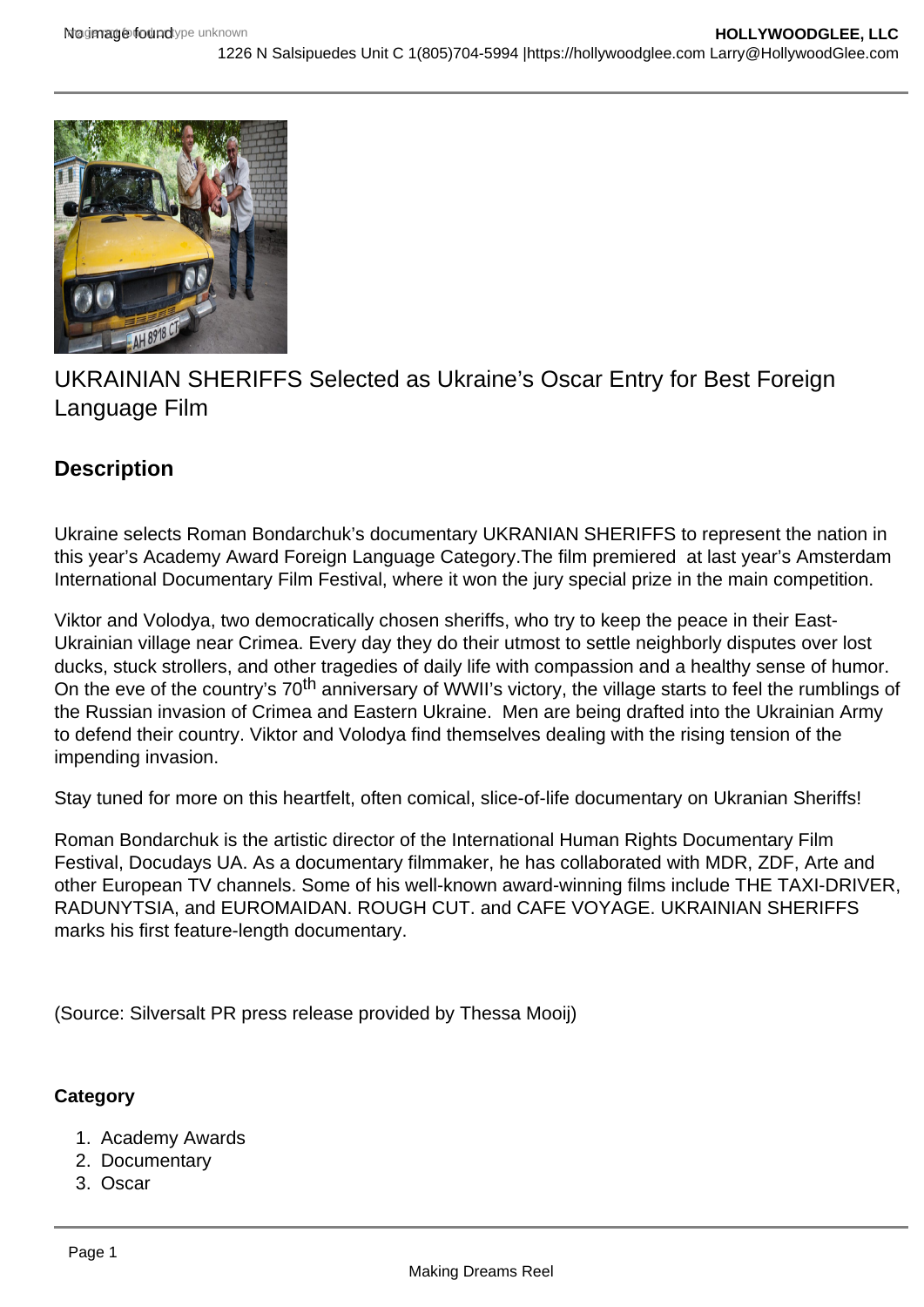# UKRAINIAN SHERIFFS Selected as Ukraine's Oscar Entry for Best Foreign Language Film

## Description

Ukraine selects Roman Bondarchuk's documentary UKRANIAN SHERIFFS to represent the nation in this year's Academy Award Foreign Language Category.The film premiered at last year's Amsterdam International Documentary Film Festival, where it won the jury special prize in the main competition.

Viktor and Volodya, two democratically chosen sheriffs, who try to keep the peace in their East-Ukrainian village near Crimea. Every day they do their utmost to settle neighborly disputes over lost ducks, stuck strollers, and other tragedies of daily life with compassion and a healthy sense of humor. On the eve of the country's 70th anniversary of WWII's victory, the village starts to feel the rumblings of the Russian invasion of Crimea and Eastern Ukraine. Men are being drafted into the Ukrainian Army to defend their country. Viktor and Volodya find themselves dealing with the rising tension of the impending invasion.

Stay tuned for more on this heartfelt, often comical, slice-of-life documentary on Ukranian Sheriffs!

Roman Bondarchuk is the artistic director of the International Human Rights Documentary Film Festival, Docudays UA. As a documentary filmmaker, he has collaborated with MDR, ZDF, Arte and other European TV channels. Some of his well-known award-winning films include THE TAXI-DRIVER, RADUNYTSIA, and EUROMAIDAN. ROUGH CUT. and CAFE VOYAGE. UKRAINIAN SHERIFFS marks his first feature-length documentary.

(Source: Silversalt PR press release provided by Thessa Mooij)

**Category**

1. Academy Awards
2. Documentary
3. Oscar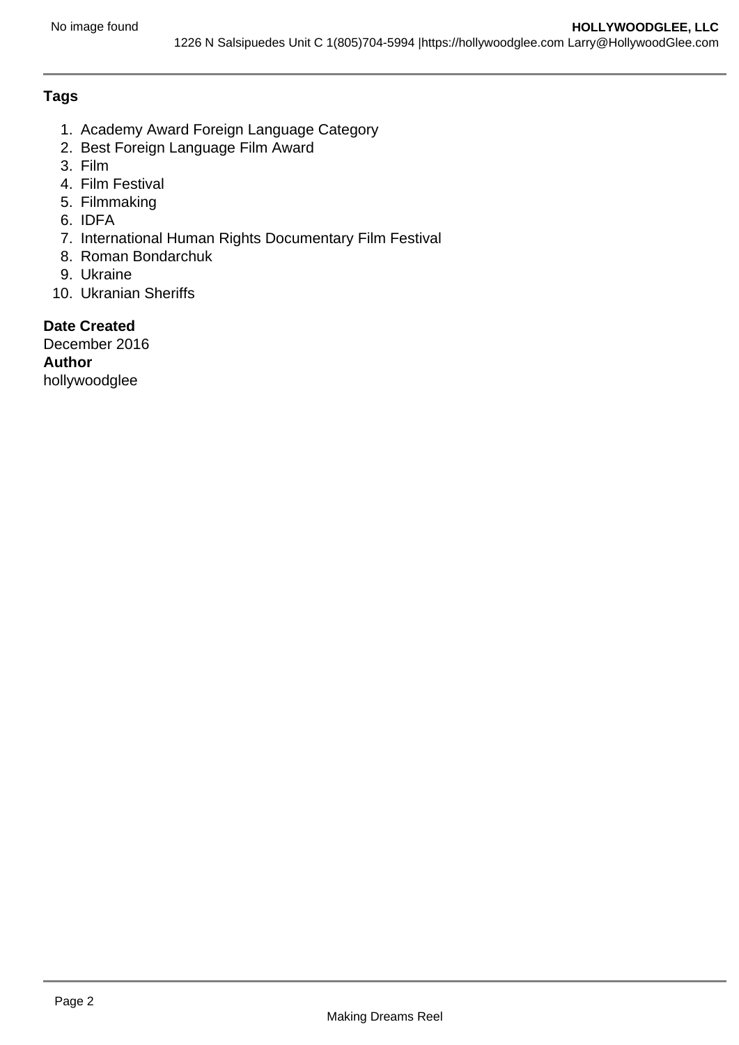**Tags**

1. Academy Award Foreign Language Category
2. Best Foreign Language Film Award
3. Film
4. Film Festival
5. Filmmaking
6. IDFA
7. International Human Rights Documentary Film Festival
8. Roman Bondarchuk
9. Ukraine
10. Ukranian Sheriffs

**Date Created**
December 2016
**Author**
hollywoodglee